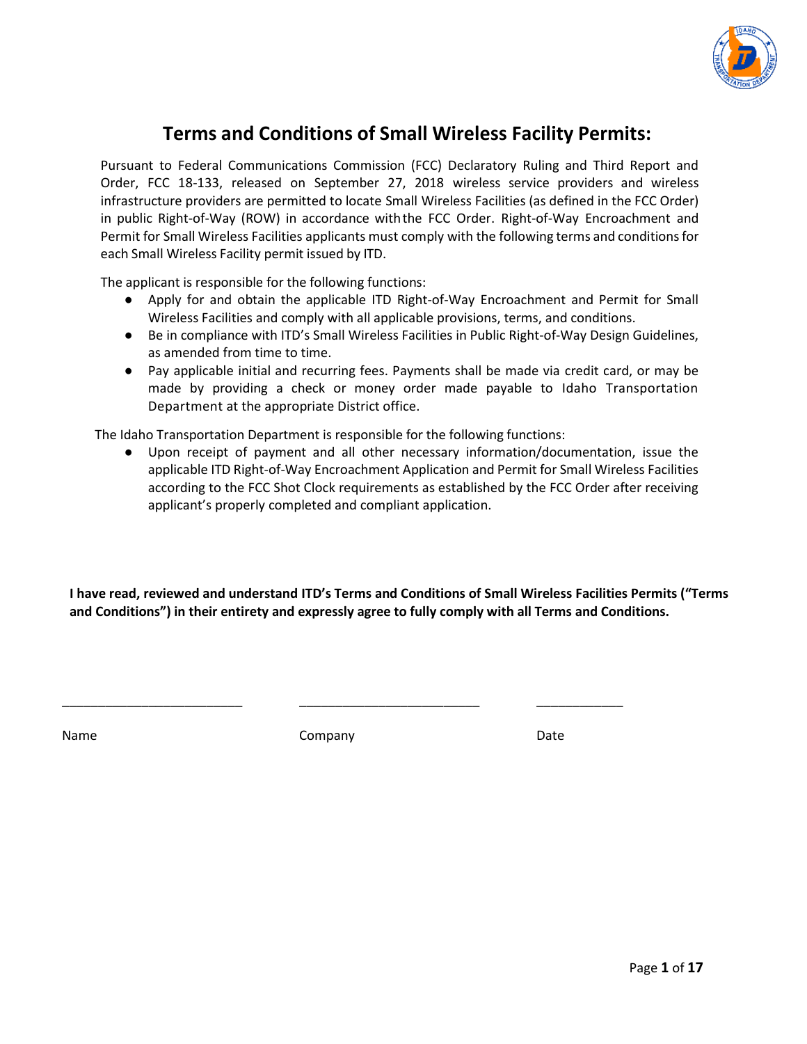# Terms and Conditions of Small Wireless Facility Permits:

Pursuant to Federal Communications Commission (FCC) Declaratory Ruling and Third Report and Order, FCC 18-133, released on September 27, 2018 wireless service providers and wireless infrastructure providers are permitted to locate Small Wireless Facilities (as defined in the FCC Order) in public Right-of-Way (ROW) in accordance with the FCC Order. Right-of-Way Encroachment and Permit for Small Wireless Facilities applicants must comply with the following terms and conditions for each Small Wireless Facility permit issued by ITD.

The applicant is responsible for the following functions:

- Apply for and obtain the applicable ITD Right-of-Way Encroachment and Permit for Small Wireless Facilities and comply with all applicable provisions, terms, and conditions.
- Be in compliance with ITD's Small Wireless Facilities in Public Right-of-Way Design Guidelines, as amended from time to time.
- Pay applicable initial and recurring fees. Payments shall be made via credit card, or may be made by providing a check or money order made payable to Idaho Transportation Department at the appropriate District office.

The Idaho Transportation Department is responsible for the following functions:

- Upon receipt of payment and all other necessary information/documentation, issue the applicable ITD Right-of-Way Encroachment Application and Permit for Small Wireless Facilities according to the FCC Shot Clock requirements as established by the FCC Order after receiving applicant's properly completed and compliant application.

**I have read, reviewed and understand ITD's Terms and Conditions of Small Wireless Facilities Permits ("Terms and Conditions") in their entirety and expressly agree to fully comply with all Terms and Conditions.**

\_\_\_\_\_\_\_\_\_\_\_\_\_\_\_\_\_\_\_\_\_\_\_\_\_ \_\_\_\_\_\_\_\_\_\_\_\_\_\_\_\_\_\_\_\_\_\_\_\_\_ \_\_\_\_\_\_\_\_\_\_\_\_

Name Company Date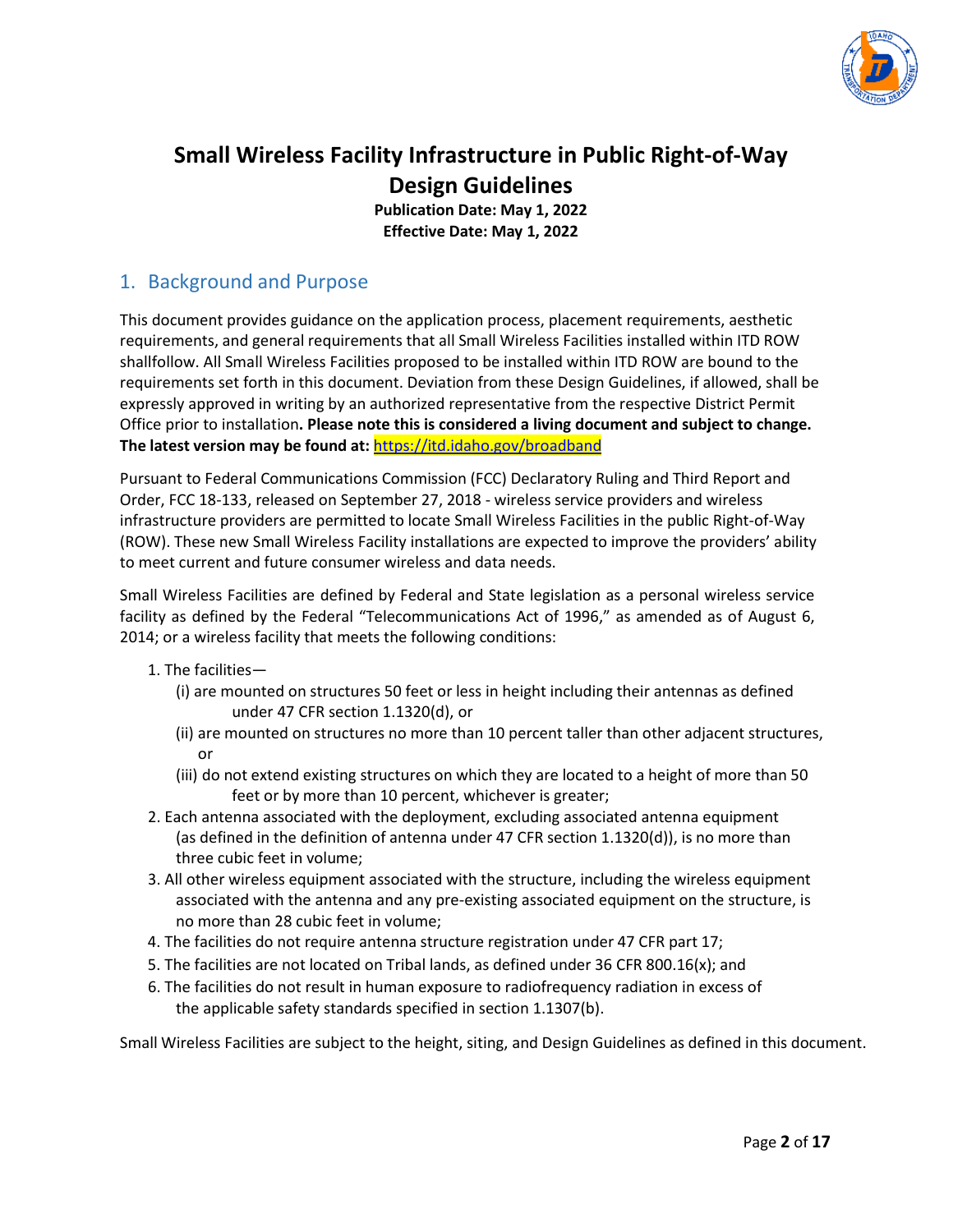# Small Wireless Facility Infrastructure in Public Right-of-Way Design Guidelines

**Publication Date: May 1, 2022**
**Effective Date: May 1, 2022**

## 1. Background and Purpose

This document provides guidance on the application process, placement requirements, aesthetic requirements, and general requirements that all Small Wireless Facilities installed within ITD ROW shallfollow. All Small Wireless Facilities proposed to be installed within ITD ROW are bound to the requirements set forth in this document. Deviation from these Design Guidelines, if allowed, shall be expressly approved in writing by an authorized representative from the respective District Permit Office prior to installation**. Please note this is considered a living document and subject to change. The latest version may be found at:** [https://itd.idaho.gov/broadband](https://itd.idaho.gov/broadband)

Pursuant to Federal Communications Commission (FCC) Declaratory Ruling and Third Report and Order, FCC 18-133, released on September 27, 2018 - wireless service providers and wireless infrastructure providers are permitted to locate Small Wireless Facilities in the public Right-of-Way (ROW). These new Small Wireless Facility installations are expected to improve the providers' ability to meet current and future consumer wireless and data needs.

Small Wireless Facilities are defined by Federal and State legislation as a personal wireless service facility as defined by the Federal "Telecommunications Act of 1996," as amended as of August 6, 2014; or a wireless facility that meets the following conditions:

1. The facilities—
   (i) are mounted on structures 50 feet or less in height including their antennas as defined under 47 CFR section 1.1320(d), or
   (ii) are mounted on structures no more than 10 percent taller than other adjacent structures, or
   (iii) do not extend existing structures on which they are located to a height of more than 50 feet or by more than 10 percent, whichever is greater;
2. Each antenna associated with the deployment, excluding associated antenna equipment (as defined in the definition of antenna under 47 CFR section 1.1320(d)), is no more than three cubic feet in volume;
3. All other wireless equipment associated with the structure, including the wireless equipment associated with the antenna and any pre-existing associated equipment on the structure, is no more than 28 cubic feet in volume;
4. The facilities do not require antenna structure registration under 47 CFR part 17;
5. The facilities are not located on Tribal lands, as defined under 36 CFR 800.16(x); and
6. The facilities do not result in human exposure to radiofrequency radiation in excess of the applicable safety standards specified in section 1.1307(b).

Small Wireless Facilities are subject to the height, siting, and Design Guidelines as defined in this document.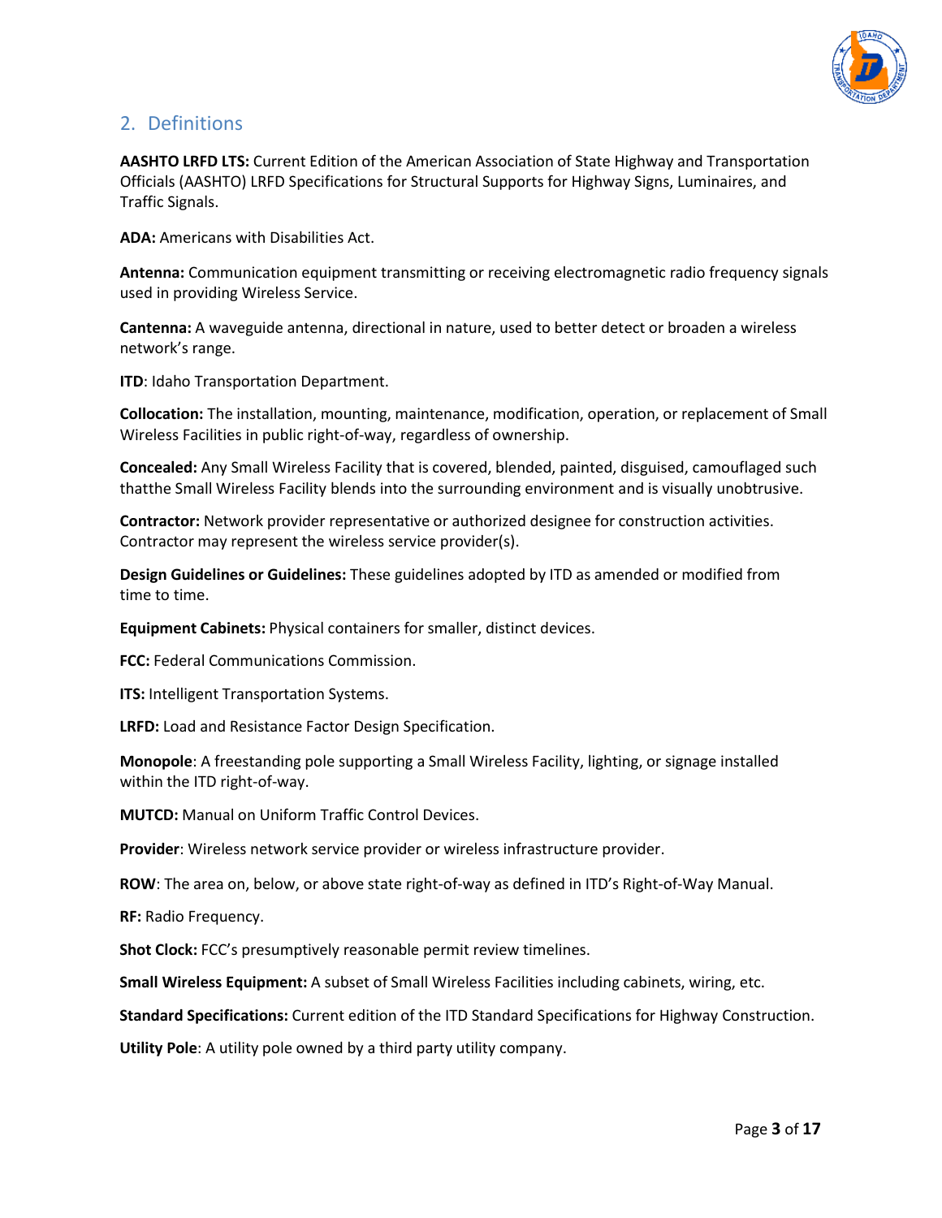## 2. Definitions

**AASHTO LRFD LTS:** Current Edition of the American Association of State Highway and Transportation Officials (AASHTO) LRFD Specifications for Structural Supports for Highway Signs, Luminaires, and Traffic Signals.

**ADA:** Americans with Disabilities Act.

**Antenna:** Communication equipment transmitting or receiving electromagnetic radio frequency signals used in providing Wireless Service.

**Cantenna:** A waveguide antenna, directional in nature, used to better detect or broaden a wireless network's range.

**ITD**: Idaho Transportation Department.

**Collocation:** The installation, mounting, maintenance, modification, operation, or replacement of Small Wireless Facilities in public right-of-way, regardless of ownership.

**Concealed:** Any Small Wireless Facility that is covered, blended, painted, disguised, camouflaged such thatthe Small Wireless Facility blends into the surrounding environment and is visually unobtrusive.

**Contractor:** Network provider representative or authorized designee for construction activities. Contractor may represent the wireless service provider(s).

**Design Guidelines or Guidelines:** These guidelines adopted by ITD as amended or modified from time to time.

**Equipment Cabinets:** Physical containers for smaller, distinct devices.

**FCC:** Federal Communications Commission.

**ITS:** Intelligent Transportation Systems.

**LRFD:** Load and Resistance Factor Design Specification.

**Monopole**: A freestanding pole supporting a Small Wireless Facility, lighting, or signage installed within the ITD right-of-way.

**MUTCD:** Manual on Uniform Traffic Control Devices.

**Provider**: Wireless network service provider or wireless infrastructure provider.

**ROW**: The area on, below, or above state right-of-way as defined in ITD's Right-of-Way Manual.

**RF:** Radio Frequency.

**Shot Clock:** FCC's presumptively reasonable permit review timelines.

**Small Wireless Equipment:** A subset of Small Wireless Facilities including cabinets, wiring, etc.

**Standard Specifications:** Current edition of the ITD Standard Specifications for Highway Construction.

**Utility Pole**: A utility pole owned by a third party utility company.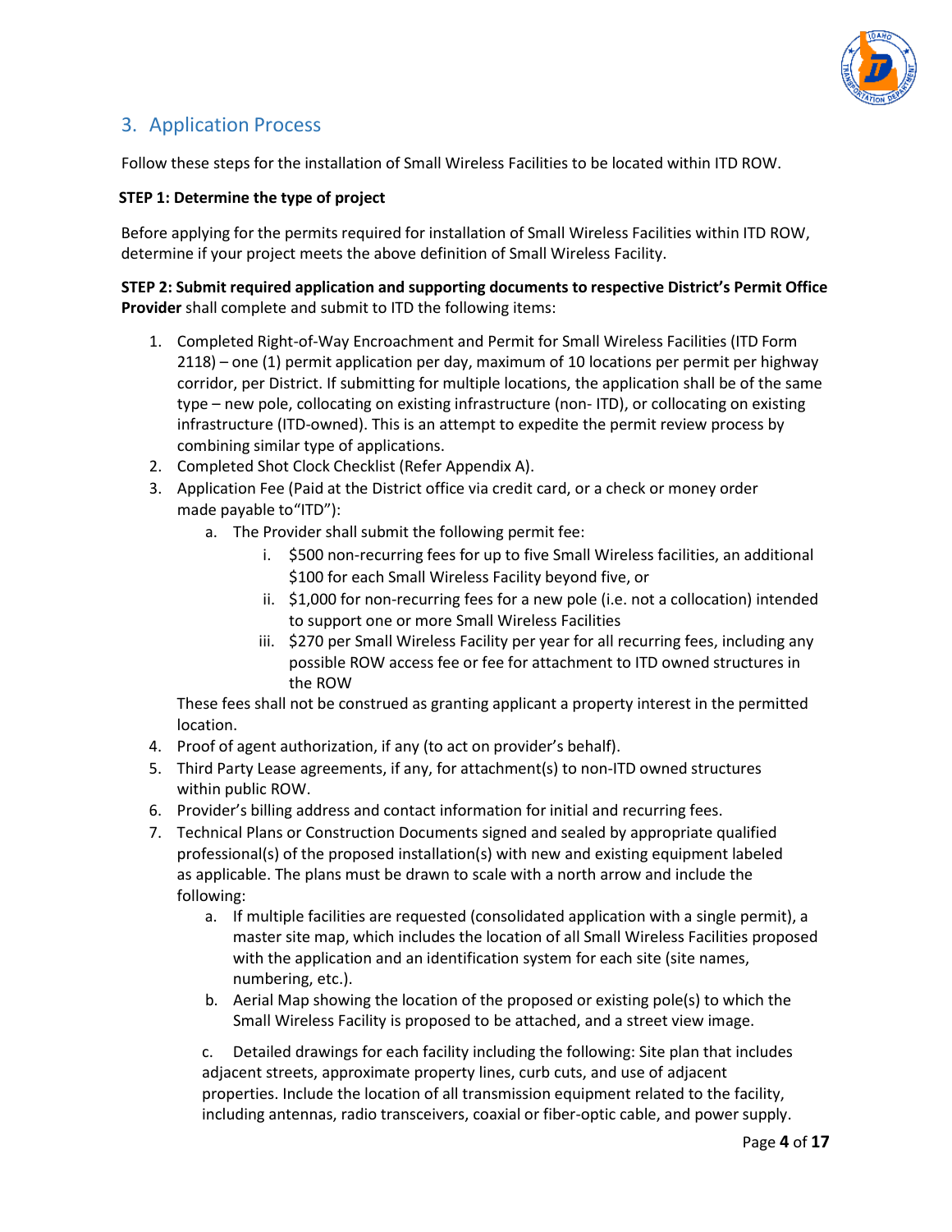## 3. Application Process

Follow these steps for the installation of Small Wireless Facilities to be located within ITD ROW.

**STEP 1: Determine the type of project**

Before applying for the permits required for installation of Small Wireless Facilities within ITD ROW, determine if your project meets the above definition of Small Wireless Facility.

**STEP 2: Submit required application and supporting documents to respective District's Permit Office**
**Provider** shall complete and submit to ITD the following items:

1. Completed Right-of-Way Encroachment and Permit for Small Wireless Facilities (ITD Form 2118) – one (1) permit application per day, maximum of 10 locations per permit per highway corridor, per District. If submitting for multiple locations, the application shall be of the same type – new pole, collocating on existing infrastructure (non- ITD), or collocating on existing infrastructure (ITD-owned). This is an attempt to expedite the permit review process by combining similar type of applications.
2. Completed Shot Clock Checklist (Refer Appendix A).
3. Application Fee (Paid at the District office via credit card, or a check or money order made payable to"ITD"):
   a. The Provider shall submit the following permit fee:
      i. $500 non-recurring fees for up to five Small Wireless facilities, an additional $100 for each Small Wireless Facility beyond five, or
      ii. $1,000 for non-recurring fees for a new pole (i.e. not a collocation) intended to support one or more Small Wireless Facilities
      iii. $270 per Small Wireless Facility per year for all recurring fees, including any possible ROW access fee or fee for attachment to ITD owned structures in the ROW

   These fees shall not be construed as granting applicant a property interest in the permitted location.
4. Proof of agent authorization, if any (to act on provider's behalf).
5. Third Party Lease agreements, if any, for attachment(s) to non-ITD owned structures within public ROW.
6. Provider's billing address and contact information for initial and recurring fees.
7. Technical Plans or Construction Documents signed and sealed by appropriate qualified professional(s) of the proposed installation(s) with new and existing equipment labeled as applicable. The plans must be drawn to scale with a north arrow and include the following:
   a. If multiple facilities are requested (consolidated application with a single permit), a master site map, which includes the location of all Small Wireless Facilities proposed with the application and an identification system for each site (site names, numbering, etc.).
   b. Aerial Map showing the location of the proposed or existing pole(s) to which the Small Wireless Facility is proposed to be attached, and a street view image.

   c. Detailed drawings for each facility including the following: Site plan that includes adjacent streets, approximate property lines, curb cuts, and use of adjacent properties. Include the location of all transmission equipment related to the facility, including antennas, radio transceivers, coaxial or fiber-optic cable, and power supply.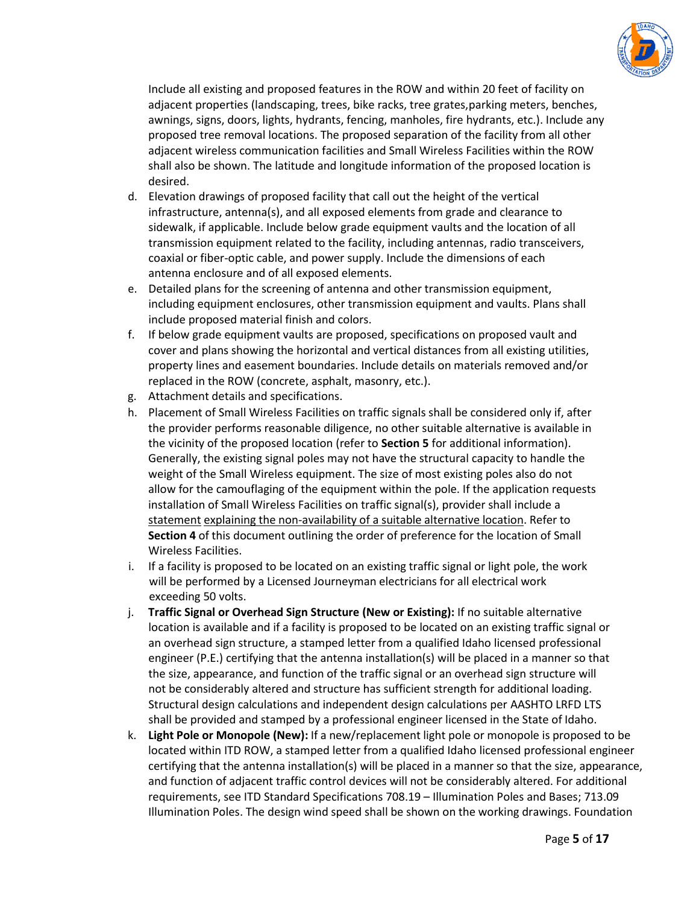Include all existing and proposed features in the ROW and within 20 feet of facility on adjacent properties (landscaping, trees, bike racks, tree grates,parking meters, benches, awnings, signs, doors, lights, hydrants, fencing, manholes, fire hydrants, etc.). Include any proposed tree removal locations. The proposed separation of the facility from all other adjacent wireless communication facilities and Small Wireless Facilities within the ROW shall also be shown. The latitude and longitude information of the proposed location is desired.

d. Elevation drawings of proposed facility that call out the height of the vertical infrastructure, antenna(s), and all exposed elements from grade and clearance to sidewalk, if applicable. Include below grade equipment vaults and the location of all transmission equipment related to the facility, including antennas, radio transceivers, coaxial or fiber-optic cable, and power supply. Include the dimensions of each antenna enclosure and of all exposed elements.
e. Detailed plans for the screening of antenna and other transmission equipment, including equipment enclosures, other transmission equipment and vaults. Plans shall include proposed material finish and colors.
f. If below grade equipment vaults are proposed, specifications on proposed vault and cover and plans showing the horizontal and vertical distances from all existing utilities, property lines and easement boundaries. Include details on materials removed and/or replaced in the ROW (concrete, asphalt, masonry, etc.).
g. Attachment details and specifications.
h. Placement of Small Wireless Facilities on traffic signals shall be considered only if, after the provider performs reasonable diligence, no other suitable alternative is available in the vicinity of the proposed location (refer to **Section 5** for additional information). Generally, the existing signal poles may not have the structural capacity to handle the weight of the Small Wireless equipment. The size of most existing poles also do not allow for the camouflaging of the equipment within the pole. If the application requests installation of Small Wireless Facilities on traffic signal(s), provider shall include a statement explaining the non-availability of a suitable alternative location. Refer to **Section 4** of this document outlining the order of preference for the location of Small Wireless Facilities.
i. If a facility is proposed to be located on an existing traffic signal or light pole, the work will be performed by a Licensed Journeyman electricians for all electrical work exceeding 50 volts.
j. **Traffic Signal or Overhead Sign Structure (New or Existing):** If no suitable alternative location is available and if a facility is proposed to be located on an existing traffic signal or an overhead sign structure, a stamped letter from a qualified Idaho licensed professional engineer (P.E.) certifying that the antenna installation(s) will be placed in a manner so that the size, appearance, and function of the traffic signal or an overhead sign structure will not be considerably altered and structure has sufficient strength for additional loading. Structural design calculations and independent design calculations per AASHTO LRFD LTS shall be provided and stamped by a professional engineer licensed in the State of Idaho.
k. **Light Pole or Monopole (New):** If a new/replacement light pole or monopole is proposed to be located within ITD ROW, a stamped letter from a qualified Idaho licensed professional engineer certifying that the antenna installation(s) will be placed in a manner so that the size, appearance, and function of adjacent traffic control devices will not be considerably altered. For additional requirements, see ITD Standard Specifications 708.19 – Illumination Poles and Bases; 713.09 Illumination Poles. The design wind speed shall be shown on the working drawings. Foundation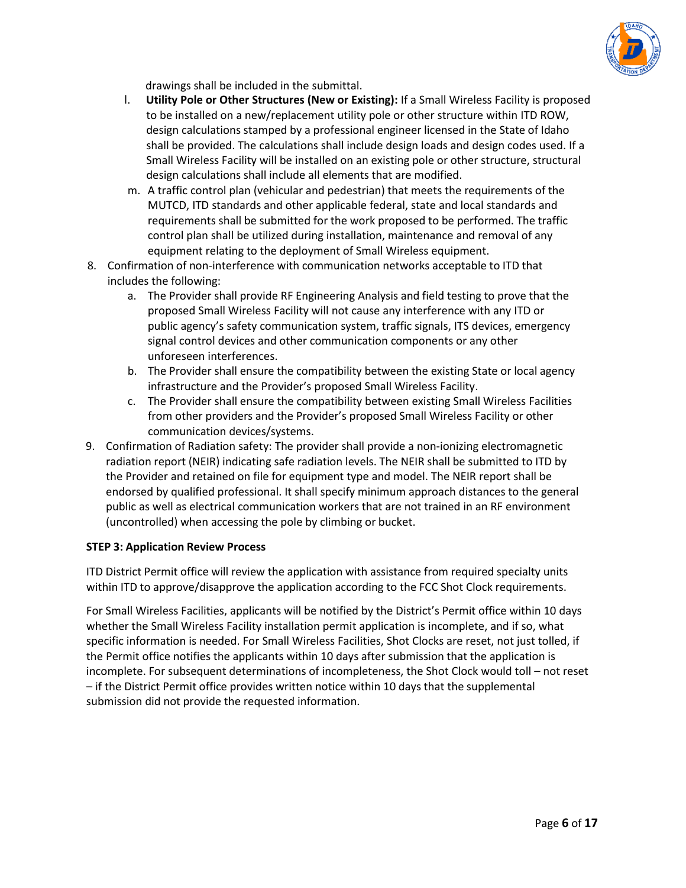drawings shall be included in the submittal.

   l. **Utility Pole or Other Structures (New or Existing):** If a Small Wireless Facility is proposed to be installed on a new/replacement utility pole or other structure within ITD ROW, design calculations stamped by a professional engineer licensed in the State of Idaho shall be provided. The calculations shall include design loads and design codes used. If a Small Wireless Facility will be installed on an existing pole or other structure, structural design calculations shall include all elements that are modified.
   m. A traffic control plan (vehicular and pedestrian) that meets the requirements of the MUTCD, ITD standards and other applicable federal, state and local standards and requirements shall be submitted for the work proposed to be performed. The traffic control plan shall be utilized during installation, maintenance and removal of any equipment relating to the deployment of Small Wireless equipment.

8. Confirmation of non-interference with communication networks acceptable to ITD that includes the following:
   a. The Provider shall provide RF Engineering Analysis and field testing to prove that the proposed Small Wireless Facility will not cause any interference with any ITD or public agency's safety communication system, traffic signals, ITS devices, emergency signal control devices and other communication components or any other unforeseen interferences.
   b. The Provider shall ensure the compatibility between the existing State or local agency infrastructure and the Provider's proposed Small Wireless Facility.
   c. The Provider shall ensure the compatibility between existing Small Wireless Facilities from other providers and the Provider's proposed Small Wireless Facility or other communication devices/systems.
9. Confirmation of Radiation safety: The provider shall provide a non-ionizing electromagnetic radiation report (NEIR) indicating safe radiation levels. The NEIR shall be submitted to ITD by the Provider and retained on file for equipment type and model. The NEIR report shall be endorsed by qualified professional. It shall specify minimum approach distances to the general public as well as electrical communication workers that are not trained in an RF environment (uncontrolled) when accessing the pole by climbing or bucket.

**STEP 3: Application Review Process**

ITD District Permit office will review the application with assistance from required specialty units within ITD to approve/disapprove the application according to the FCC Shot Clock requirements.

For Small Wireless Facilities, applicants will be notified by the District's Permit office within 10 days whether the Small Wireless Facility installation permit application is incomplete, and if so, what specific information is needed. For Small Wireless Facilities, Shot Clocks are reset, not just tolled, if the Permit office notifies the applicants within 10 days after submission that the application is incomplete. For subsequent determinations of incompleteness, the Shot Clock would toll – not reset – if the District Permit office provides written notice within 10 days that the supplemental submission did not provide the requested information.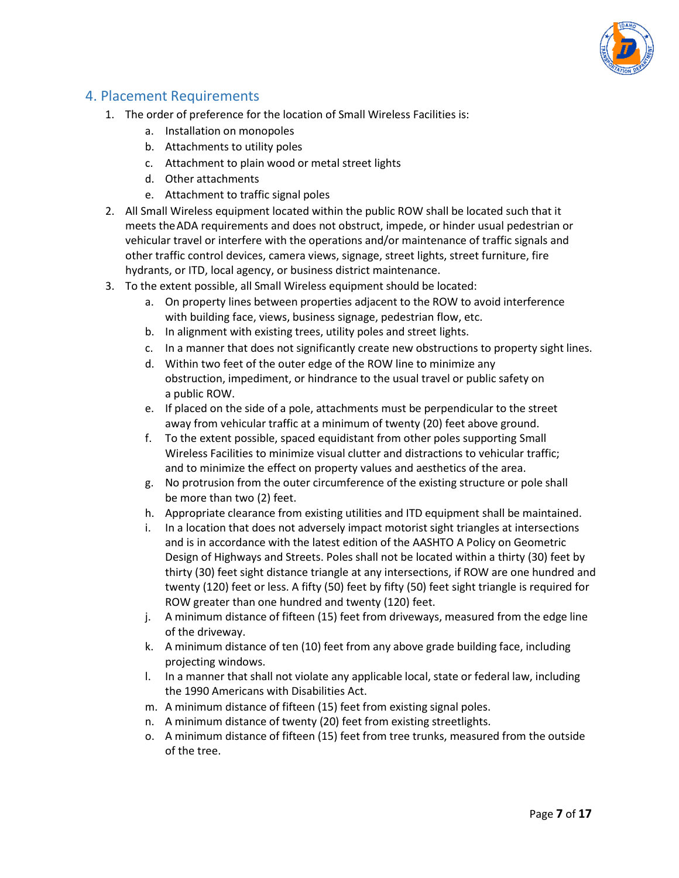## 4. Placement Requirements

1. The order of preference for the location of Small Wireless Facilities is:
    a. Installation on monopoles
    b. Attachments to utility poles
    c. Attachment to plain wood or metal street lights
    d. Other attachments
    e. Attachment to traffic signal poles
2. All Small Wireless equipment located within the public ROW shall be located such that it meets the ADA requirements and does not obstruct, impede, or hinder usual pedestrian or vehicular travel or interfere with the operations and/or maintenance of traffic signals and other traffic control devices, camera views, signage, street lights, street furniture, fire hydrants, or ITD, local agency, or business district maintenance.
3. To the extent possible, all Small Wireless equipment should be located:
    a. On property lines between properties adjacent to the ROW to avoid interference with building face, views, business signage, pedestrian flow, etc.
    b. In alignment with existing trees, utility poles and street lights.
    c. In a manner that does not significantly create new obstructions to property sight lines.
    d. Within two feet of the outer edge of the ROW line to minimize any obstruction, impediment, or hindrance to the usual travel or public safety on a public ROW.
    e. If placed on the side of a pole, attachments must be perpendicular to the street away from vehicular traffic at a minimum of twenty (20) feet above ground.
    f. To the extent possible, spaced equidistant from other poles supporting Small Wireless Facilities to minimize visual clutter and distractions to vehicular traffic; and to minimize the effect on property values and aesthetics of the area.
    g. No protrusion from the outer circumference of the existing structure or pole shall be more than two (2) feet.
    h. Appropriate clearance from existing utilities and ITD equipment shall be maintained.
    i. In a location that does not adversely impact motorist sight triangles at intersections and is in accordance with the latest edition of the AASHTO A Policy on Geometric Design of Highways and Streets. Poles shall not be located within a thirty (30) feet by thirty (30) feet sight distance triangle at any intersections, if ROW are one hundred and twenty (120) feet or less. A fifty (50) feet by fifty (50) feet sight triangle is required for ROW greater than one hundred and twenty (120) feet.
    j. A minimum distance of fifteen (15) feet from driveways, measured from the edge line of the driveway.
    k. A minimum distance of ten (10) feet from any above grade building face, including projecting windows.
    l. In a manner that shall not violate any applicable local, state or federal law, including the 1990 Americans with Disabilities Act.
    m. A minimum distance of fifteen (15) feet from existing signal poles.
    n. A minimum distance of twenty (20) feet from existing streetlights.
    o. A minimum distance of fifteen (15) feet from tree trunks, measured from the outside of the tree.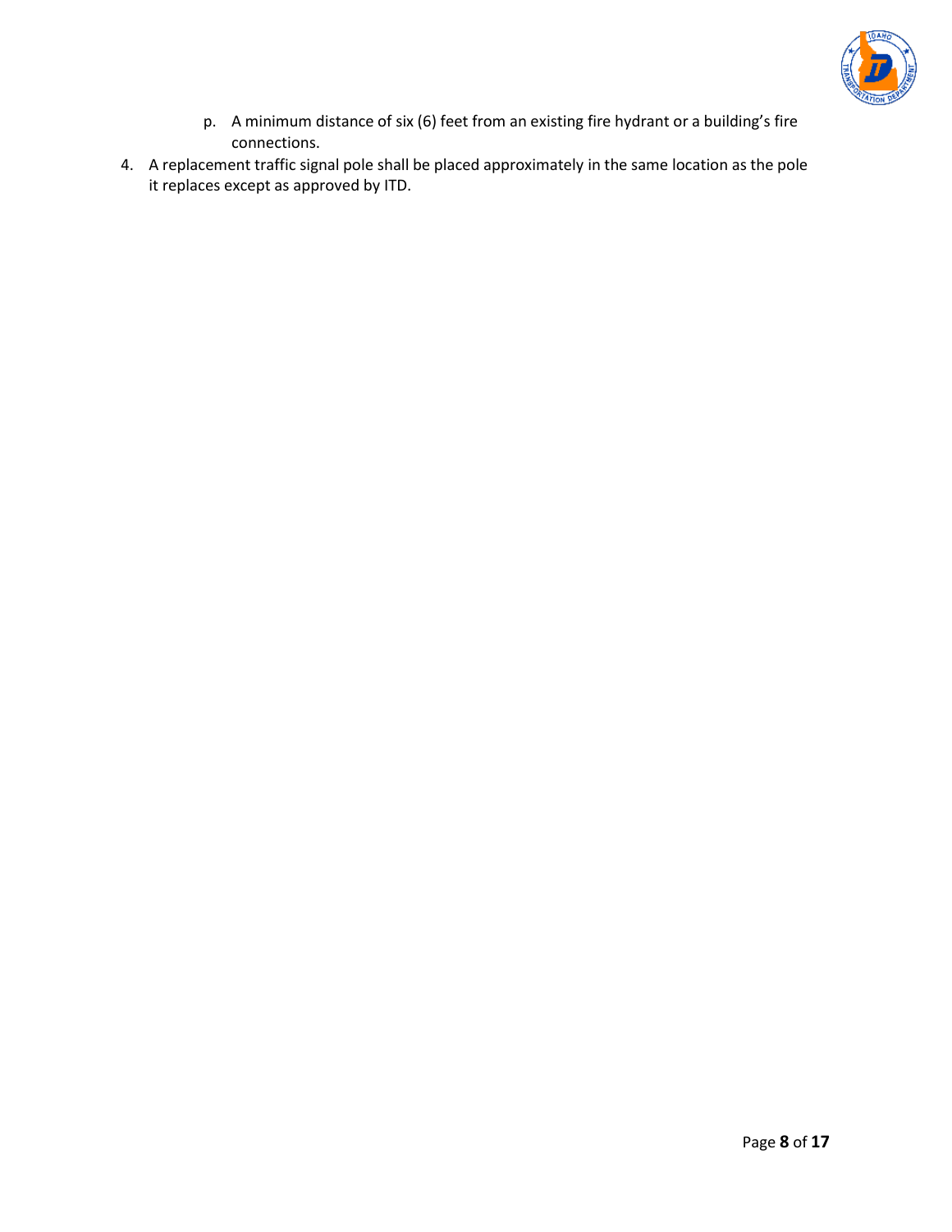p. A minimum distance of six (6) feet from an existing fire hydrant or a building's fire connections.

4. A replacement traffic signal pole shall be placed approximately in the same location as the pole it replaces except as approved by ITD.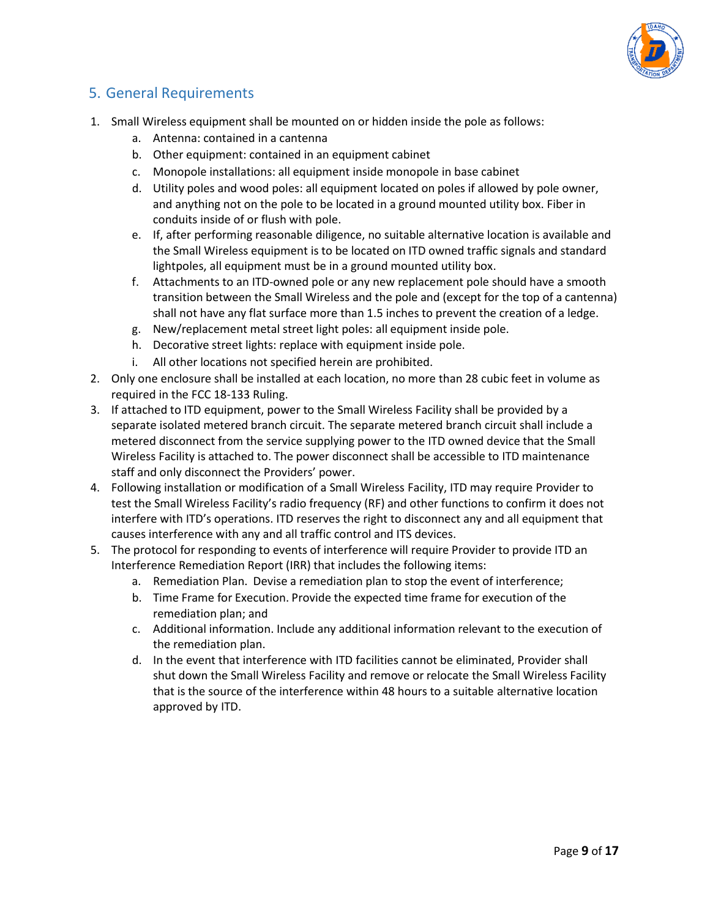## 5. General Requirements

1. Small Wireless equipment shall be mounted on or hidden inside the pole as follows:
    a. Antenna: contained in a cantenna
    b. Other equipment: contained in an equipment cabinet
    c. Monopole installations: all equipment inside monopole in base cabinet
    d. Utility poles and wood poles: all equipment located on poles if allowed by pole owner, and anything not on the pole to be located in a ground mounted utility box. Fiber in conduits inside of or flush with pole.
    e. If, after performing reasonable diligence, no suitable alternative location is available and the Small Wireless equipment is to be located on ITD owned traffic signals and standard lightpoles, all equipment must be in a ground mounted utility box.
    f. Attachments to an ITD-owned pole or any new replacement pole should have a smooth transition between the Small Wireless and the pole and (except for the top of a cantenna) shall not have any flat surface more than 1.5 inches to prevent the creation of a ledge.
    g. New/replacement metal street light poles: all equipment inside pole.
    h. Decorative street lights: replace with equipment inside pole.
    i. All other locations not specified herein are prohibited.
2. Only one enclosure shall be installed at each location, no more than 28 cubic feet in volume as required in the FCC 18-133 Ruling.
3. If attached to ITD equipment, power to the Small Wireless Facility shall be provided by a separate isolated metered branch circuit. The separate metered branch circuit shall include a metered disconnect from the service supplying power to the ITD owned device that the Small Wireless Facility is attached to. The power disconnect shall be accessible to ITD maintenance staff and only disconnect the Providers' power.
4. Following installation or modification of a Small Wireless Facility, ITD may require Provider to test the Small Wireless Facility's radio frequency (RF) and other functions to confirm it does not interfere with ITD's operations. ITD reserves the right to disconnect any and all equipment that causes interference with any and all traffic control and ITS devices.
5. The protocol for responding to events of interference will require Provider to provide ITD an Interference Remediation Report (IRR) that includes the following items:
    a. Remediation Plan. Devise a remediation plan to stop the event of interference;
    b. Time Frame for Execution. Provide the expected time frame for execution of the remediation plan; and
    c. Additional information. Include any additional information relevant to the execution of the remediation plan.
    d. In the event that interference with ITD facilities cannot be eliminated, Provider shall shut down the Small Wireless Facility and remove or relocate the Small Wireless Facility that is the source of the interference within 48 hours to a suitable alternative location approved by ITD.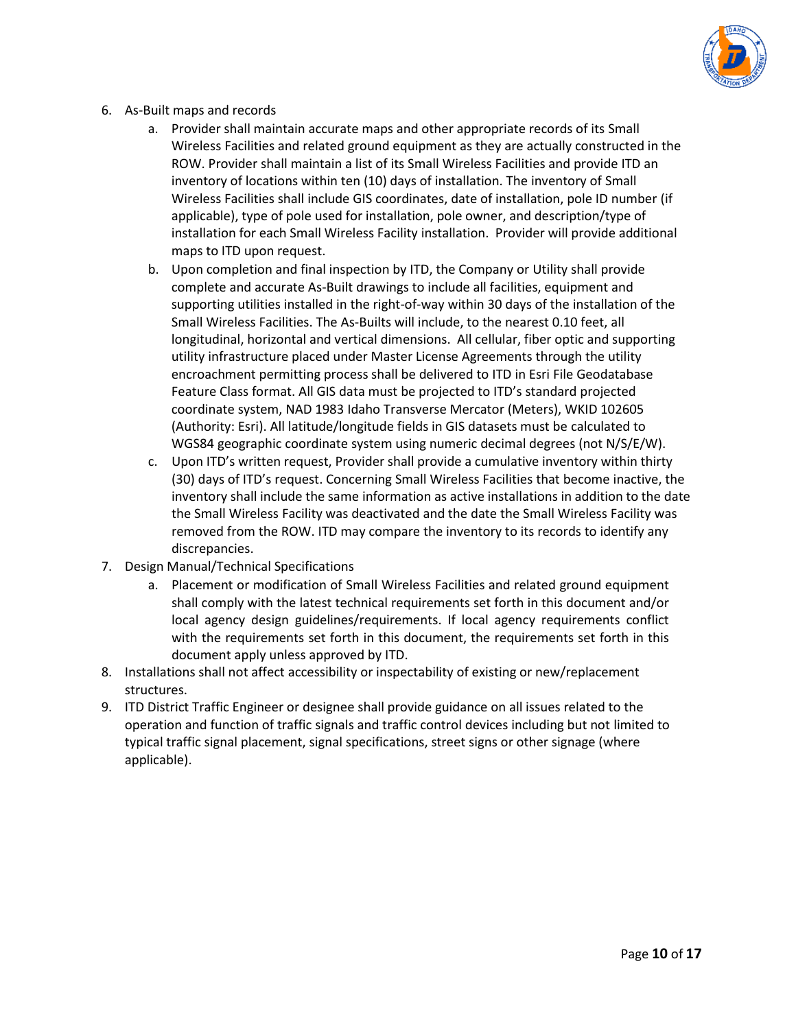6. As-Built maps and records
    a. Provider shall maintain accurate maps and other appropriate records of its Small Wireless Facilities and related ground equipment as they are actually constructed in the ROW. Provider shall maintain a list of its Small Wireless Facilities and provide ITD an inventory of locations within ten (10) days of installation. The inventory of Small Wireless Facilities shall include GIS coordinates, date of installation, pole ID number (if applicable), type of pole used for installation, pole owner, and description/type of installation for each Small Wireless Facility installation. Provider will provide additional maps to ITD upon request.
    b. Upon completion and final inspection by ITD, the Company or Utility shall provide complete and accurate As-Built drawings to include all facilities, equipment and supporting utilities installed in the right-of-way within 30 days of the installation of the Small Wireless Facilities. The As-Builts will include, to the nearest 0.10 feet, all longitudinal, horizontal and vertical dimensions. All cellular, fiber optic and supporting utility infrastructure placed under Master License Agreements through the utility encroachment permitting process shall be delivered to ITD in Esri File Geodatabase Feature Class format. All GIS data must be projected to ITD's standard projected coordinate system, NAD 1983 Idaho Transverse Mercator (Meters), WKID 102605 (Authority: Esri). All latitude/longitude fields in GIS datasets must be calculated to WGS84 geographic coordinate system using numeric decimal degrees (not N/S/E/W).
    c. Upon ITD's written request, Provider shall provide a cumulative inventory within thirty (30) days of ITD's request. Concerning Small Wireless Facilities that become inactive, the inventory shall include the same information as active installations in addition to the date the Small Wireless Facility was deactivated and the date the Small Wireless Facility was removed from the ROW. ITD may compare the inventory to its records to identify any discrepancies.
7. Design Manual/Technical Specifications
    a. Placement or modification of Small Wireless Facilities and related ground equipment shall comply with the latest technical requirements set forth in this document and/or local agency design guidelines/requirements. If local agency requirements conflict with the requirements set forth in this document, the requirements set forth in this document apply unless approved by ITD.
8. Installations shall not affect accessibility or inspectability of existing or new/replacement structures.
9. ITD District Traffic Engineer or designee shall provide guidance on all issues related to the operation and function of traffic signals and traffic control devices including but not limited to typical traffic signal placement, signal specifications, street signs or other signage (where applicable).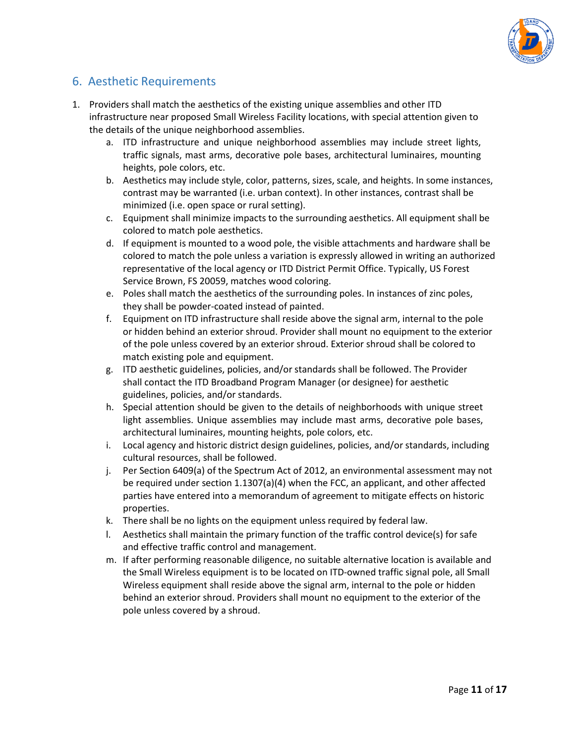## 6. Aesthetic Requirements

1. Providers shall match the aesthetics of the existing unique assemblies and other ITD infrastructure near proposed Small Wireless Facility locations, with special attention given to the details of the unique neighborhood assemblies.
    a. ITD infrastructure and unique neighborhood assemblies may include street lights, traffic signals, mast arms, decorative pole bases, architectural luminaires, mounting heights, pole colors, etc.
    b. Aesthetics may include style, color, patterns, sizes, scale, and heights. In some instances, contrast may be warranted (i.e. urban context). In other instances, contrast shall be minimized (i.e. open space or rural setting).
    c. Equipment shall minimize impacts to the surrounding aesthetics. All equipment shall be colored to match pole aesthetics.
    d. If equipment is mounted to a wood pole, the visible attachments and hardware shall be colored to match the pole unless a variation is expressly allowed in writing an authorized representative of the local agency or ITD District Permit Office. Typically, US Forest Service Brown, FS 20059, matches wood coloring.
    e. Poles shall match the aesthetics of the surrounding poles. In instances of zinc poles, they shall be powder-coated instead of painted.
    f. Equipment on ITD infrastructure shall reside above the signal arm, internal to the pole or hidden behind an exterior shroud. Provider shall mount no equipment to the exterior of the pole unless covered by an exterior shroud. Exterior shroud shall be colored to match existing pole and equipment.
    g. ITD aesthetic guidelines, policies, and/or standards shall be followed. The Provider shall contact the ITD Broadband Program Manager (or designee) for aesthetic guidelines, policies, and/or standards.
    h. Special attention should be given to the details of neighborhoods with unique street light assemblies. Unique assemblies may include mast arms, decorative pole bases, architectural luminaires, mounting heights, pole colors, etc.
    i. Local agency and historic district design guidelines, policies, and/or standards, including cultural resources, shall be followed.
    j. Per Section 6409(a) of the Spectrum Act of 2012, an environmental assessment may not be required under section 1.1307(a)(4) when the FCC, an applicant, and other affected parties have entered into a memorandum of agreement to mitigate effects on historic properties.
    k. There shall be no lights on the equipment unless required by federal law.
    l. Aesthetics shall maintain the primary function of the traffic control device(s) for safe and effective traffic control and management.
    m. If after performing reasonable diligence, no suitable alternative location is available and the Small Wireless equipment is to be located on ITD-owned traffic signal pole, all Small Wireless equipment shall reside above the signal arm, internal to the pole or hidden behind an exterior shroud. Providers shall mount no equipment to the exterior of the pole unless covered by a shroud.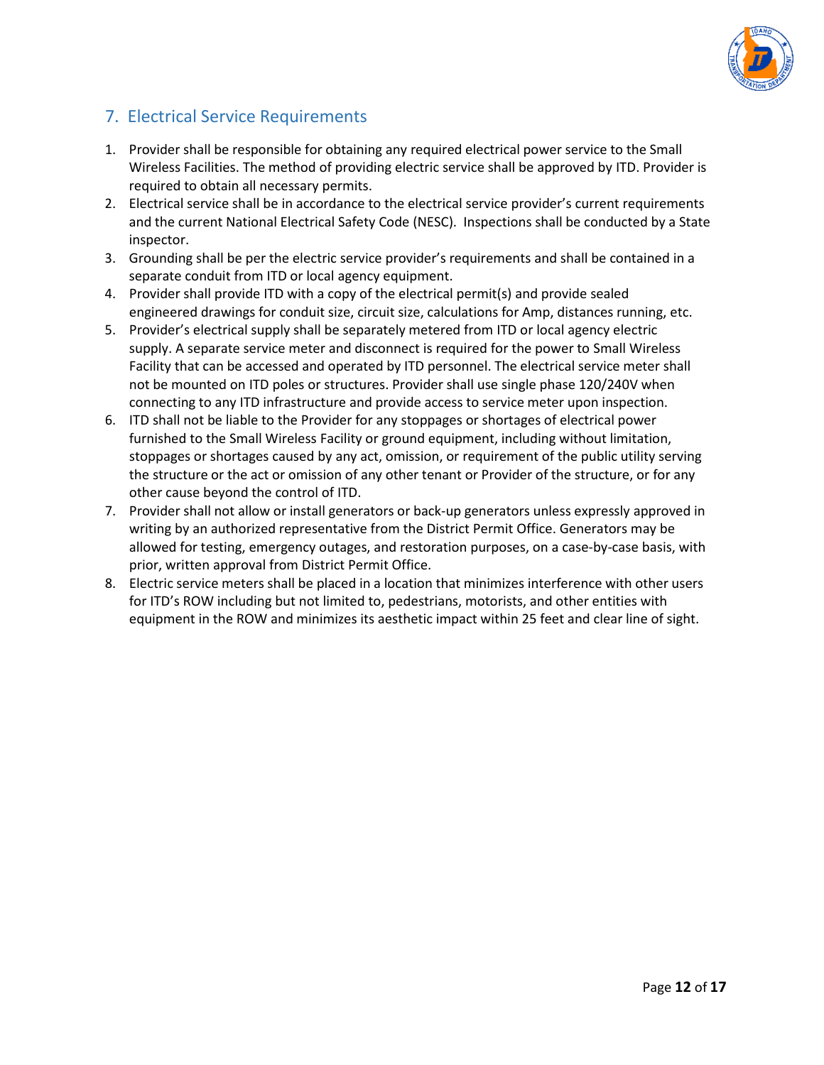## 7. Electrical Service Requirements

1. Provider shall be responsible for obtaining any required electrical power service to the Small Wireless Facilities. The method of providing electric service shall be approved by ITD. Provider is required to obtain all necessary permits.
2. Electrical service shall be in accordance to the electrical service provider's current requirements and the current National Electrical Safety Code (NESC). Inspections shall be conducted by a State inspector.
3. Grounding shall be per the electric service provider's requirements and shall be contained in a separate conduit from ITD or local agency equipment.
4. Provider shall provide ITD with a copy of the electrical permit(s) and provide sealed engineered drawings for conduit size, circuit size, calculations for Amp, distances running, etc.
5. Provider's electrical supply shall be separately metered from ITD or local agency electric supply. A separate service meter and disconnect is required for the power to Small Wireless Facility that can be accessed and operated by ITD personnel. The electrical service meter shall not be mounted on ITD poles or structures. Provider shall use single phase 120/240V when connecting to any ITD infrastructure and provide access to service meter upon inspection.
6. ITD shall not be liable to the Provider for any stoppages or shortages of electrical power furnished to the Small Wireless Facility or ground equipment, including without limitation, stoppages or shortages caused by any act, omission, or requirement of the public utility serving the structure or the act or omission of any other tenant or Provider of the structure, or for any other cause beyond the control of ITD.
7. Provider shall not allow or install generators or back-up generators unless expressly approved in writing by an authorized representative from the District Permit Office. Generators may be allowed for testing, emergency outages, and restoration purposes, on a case-by-case basis, with prior, written approval from District Permit Office.
8. Electric service meters shall be placed in a location that minimizes interference with other users for ITD's ROW including but not limited to, pedestrians, motorists, and other entities with equipment in the ROW and minimizes its aesthetic impact within 25 feet and clear line of sight.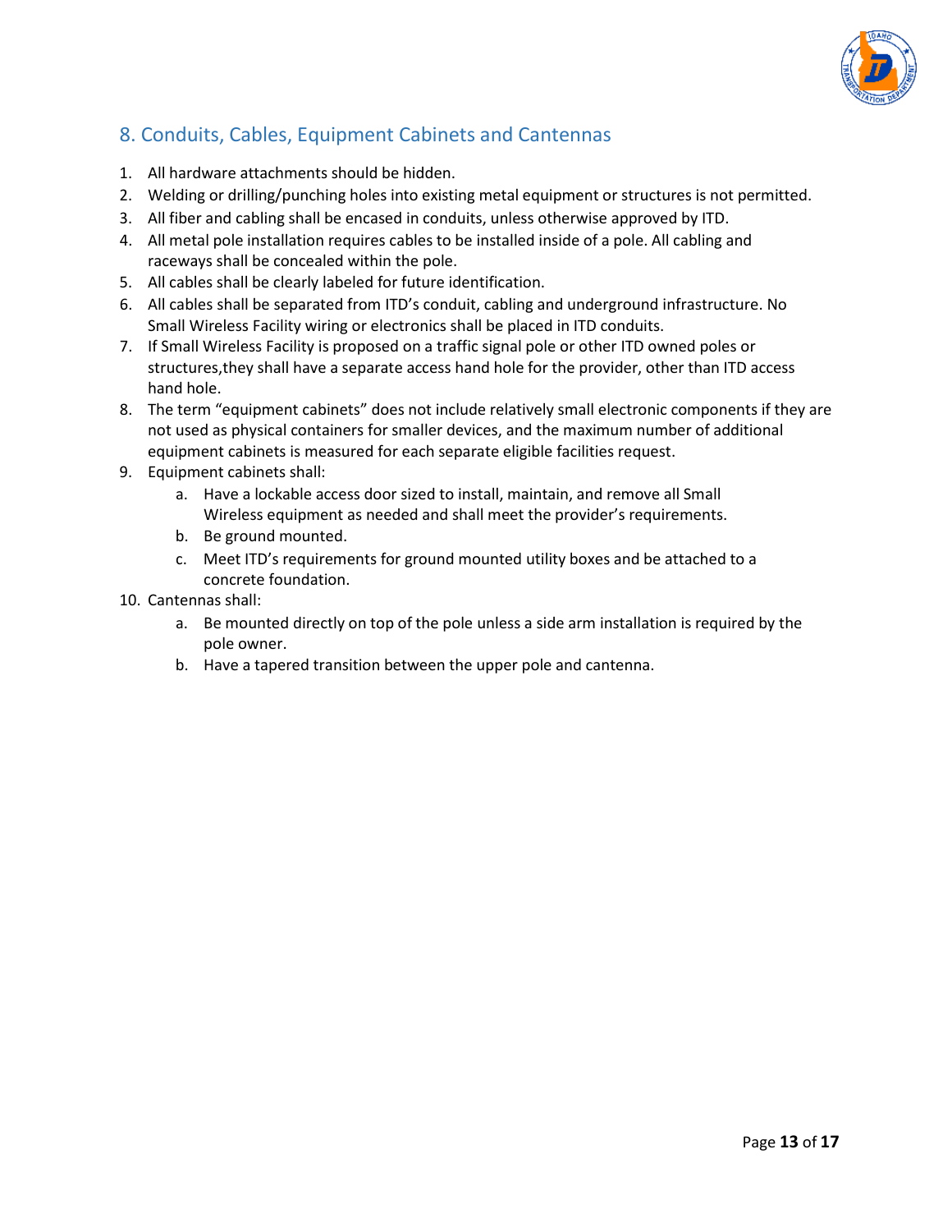## 8. Conduits, Cables, Equipment Cabinets and Cantennas

1. All hardware attachments should be hidden.
2. Welding or drilling/punching holes into existing metal equipment or structures is not permitted.
3. All fiber and cabling shall be encased in conduits, unless otherwise approved by ITD.
4. All metal pole installation requires cables to be installed inside of a pole. All cabling and raceways shall be concealed within the pole.
5. All cables shall be clearly labeled for future identification.
6. All cables shall be separated from ITD's conduit, cabling and underground infrastructure. No Small Wireless Facility wiring or electronics shall be placed in ITD conduits.
7. If Small Wireless Facility is proposed on a traffic signal pole or other ITD owned poles or structures,they shall have a separate access hand hole for the provider, other than ITD access hand hole.
8. The term "equipment cabinets" does not include relatively small electronic components if they are not used as physical containers for smaller devices, and the maximum number of additional equipment cabinets is measured for each separate eligible facilities request.
9. Equipment cabinets shall:
   a. Have a lockable access door sized to install, maintain, and remove all Small Wireless equipment as needed and shall meet the provider's requirements.
   b. Be ground mounted.
   c. Meet ITD's requirements for ground mounted utility boxes and be attached to a concrete foundation.
10. Cantennas shall:
    a. Be mounted directly on top of the pole unless a side arm installation is required by the pole owner.
    b. Have a tapered transition between the upper pole and cantenna.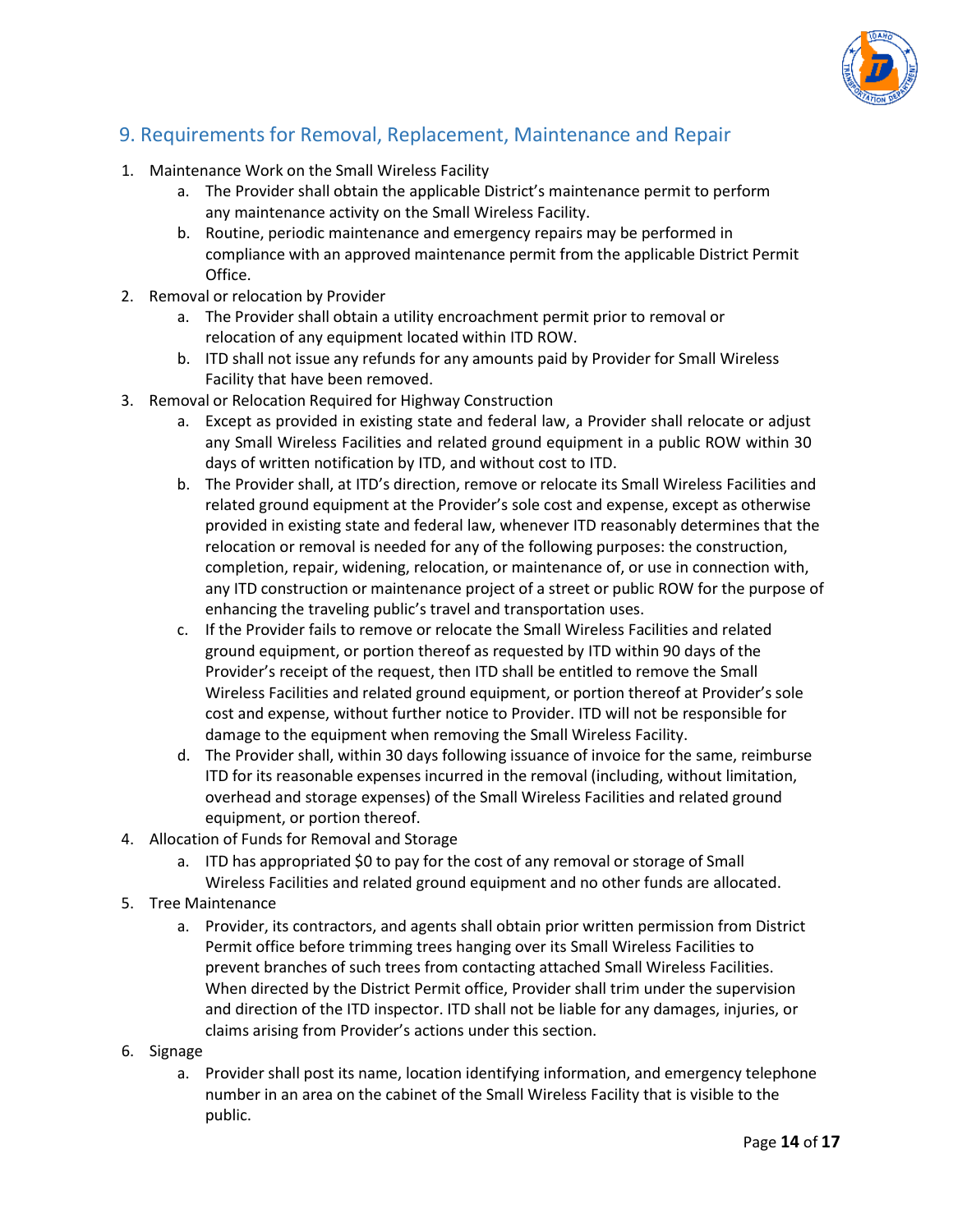## 9. Requirements for Removal, Replacement, Maintenance and Repair

1. Maintenance Work on the Small Wireless Facility
    a. The Provider shall obtain the applicable District's maintenance permit to perform any maintenance activity on the Small Wireless Facility.
    b. Routine, periodic maintenance and emergency repairs may be performed in compliance with an approved maintenance permit from the applicable District Permit Office.
2. Removal or relocation by Provider
    a. The Provider shall obtain a utility encroachment permit prior to removal or relocation of any equipment located within ITD ROW.
    b. ITD shall not issue any refunds for any amounts paid by Provider for Small Wireless Facility that have been removed.
3. Removal or Relocation Required for Highway Construction
    a. Except as provided in existing state and federal law, a Provider shall relocate or adjust any Small Wireless Facilities and related ground equipment in a public ROW within 30 days of written notification by ITD, and without cost to ITD.
    b. The Provider shall, at ITD's direction, remove or relocate its Small Wireless Facilities and related ground equipment at the Provider's sole cost and expense, except as otherwise provided in existing state and federal law, whenever ITD reasonably determines that the relocation or removal is needed for any of the following purposes: the construction, completion, repair, widening, relocation, or maintenance of, or use in connection with, any ITD construction or maintenance project of a street or public ROW for the purpose of enhancing the traveling public's travel and transportation uses.
    c. If the Provider fails to remove or relocate the Small Wireless Facilities and related ground equipment, or portion thereof as requested by ITD within 90 days of the Provider's receipt of the request, then ITD shall be entitled to remove the Small Wireless Facilities and related ground equipment, or portion thereof at Provider's sole cost and expense, without further notice to Provider. ITD will not be responsible for damage to the equipment when removing the Small Wireless Facility.
    d. The Provider shall, within 30 days following issuance of invoice for the same, reimburse ITD for its reasonable expenses incurred in the removal (including, without limitation, overhead and storage expenses) of the Small Wireless Facilities and related ground equipment, or portion thereof.
4. Allocation of Funds for Removal and Storage
    a. ITD has appropriated $0 to pay for the cost of any removal or storage of Small Wireless Facilities and related ground equipment and no other funds are allocated.
5. Tree Maintenance
    a. Provider, its contractors, and agents shall obtain prior written permission from District Permit office before trimming trees hanging over its Small Wireless Facilities to prevent branches of such trees from contacting attached Small Wireless Facilities. When directed by the District Permit office, Provider shall trim under the supervision and direction of the ITD inspector. ITD shall not be liable for any damages, injuries, or claims arising from Provider's actions under this section.
6. Signage
    a. Provider shall post its name, location identifying information, and emergency telephone number in an area on the cabinet of the Small Wireless Facility that is visible to the public.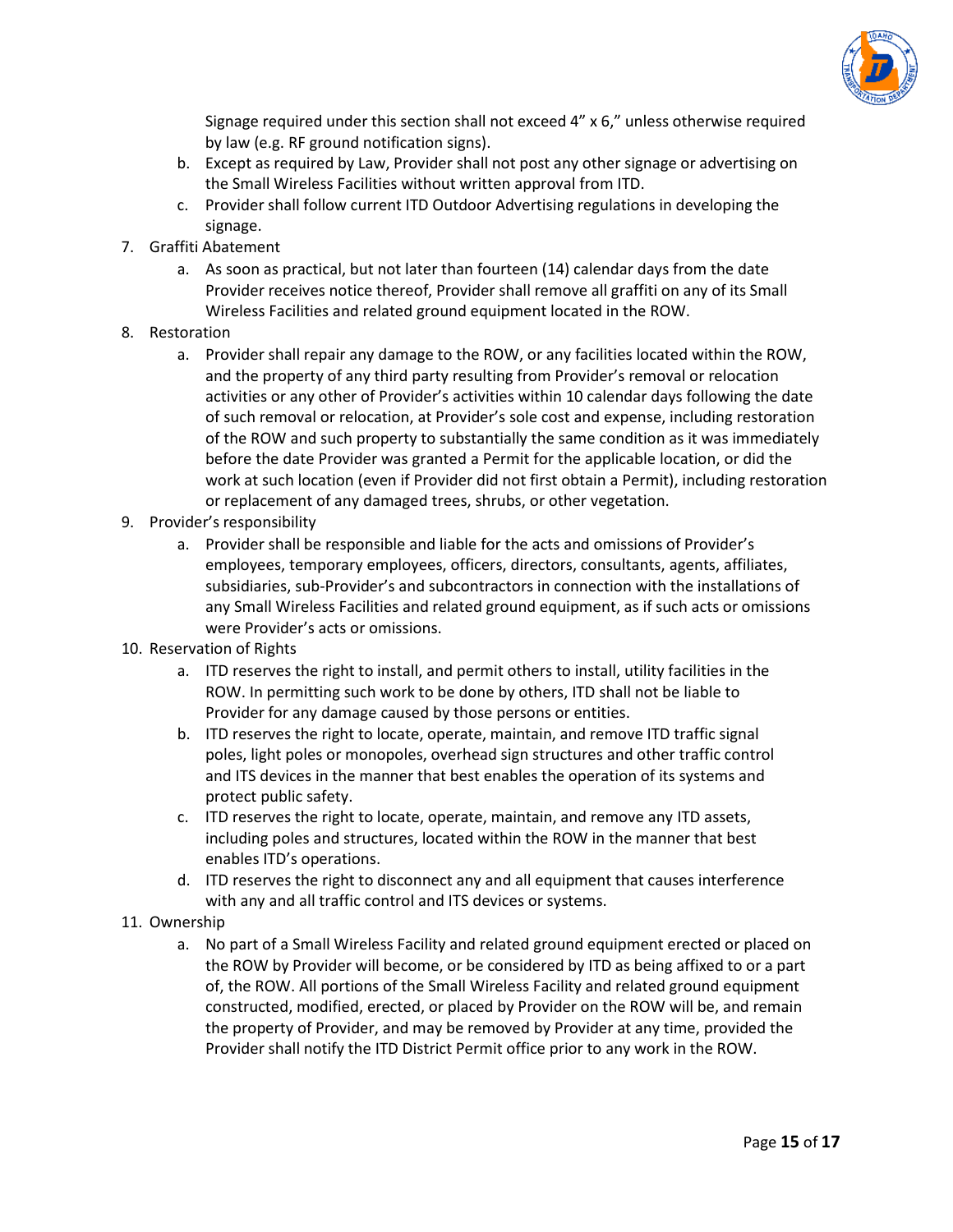Signage required under this section shall not exceed 4" x 6," unless otherwise required by law (e.g. RF ground notification signs).

b. Except as required by Law, Provider shall not post any other signage or advertising on the Small Wireless Facilities without written approval from ITD.
c. Provider shall follow current ITD Outdoor Advertising regulations in developing the signage.

7. Graffiti Abatement
   a. As soon as practical, but not later than fourteen (14) calendar days from the date Provider receives notice thereof, Provider shall remove all graffiti on any of its Small Wireless Facilities and related ground equipment located in the ROW.
8. Restoration
   a. Provider shall repair any damage to the ROW, or any facilities located within the ROW, and the property of any third party resulting from Provider's removal or relocation activities or any other of Provider's activities within 10 calendar days following the date of such removal or relocation, at Provider's sole cost and expense, including restoration of the ROW and such property to substantially the same condition as it was immediately before the date Provider was granted a Permit for the applicable location, or did the work at such location (even if Provider did not first obtain a Permit), including restoration or replacement of any damaged trees, shrubs, or other vegetation.
9. Provider's responsibility
   a. Provider shall be responsible and liable for the acts and omissions of Provider's employees, temporary employees, officers, directors, consultants, agents, affiliates, subsidiaries, sub-Provider's and subcontractors in connection with the installations of any Small Wireless Facilities and related ground equipment, as if such acts or omissions were Provider's acts or omissions.
10. Reservation of Rights
    a. ITD reserves the right to install, and permit others to install, utility facilities in the ROW. In permitting such work to be done by others, ITD shall not be liable to Provider for any damage caused by those persons or entities.
    b. ITD reserves the right to locate, operate, maintain, and remove ITD traffic signal poles, light poles or monopoles, overhead sign structures and other traffic control and ITS devices in the manner that best enables the operation of its systems and protect public safety.
    c. ITD reserves the right to locate, operate, maintain, and remove any ITD assets, including poles and structures, located within the ROW in the manner that best enables ITD's operations.
    d. ITD reserves the right to disconnect any and all equipment that causes interference with any and all traffic control and ITS devices or systems.
11. Ownership
    a. No part of a Small Wireless Facility and related ground equipment erected or placed on the ROW by Provider will become, or be considered by ITD as being affixed to or a part of, the ROW. All portions of the Small Wireless Facility and related ground equipment constructed, modified, erected, or placed by Provider on the ROW will be, and remain the property of Provider, and may be removed by Provider at any time, provided the Provider shall notify the ITD District Permit office prior to any work in the ROW.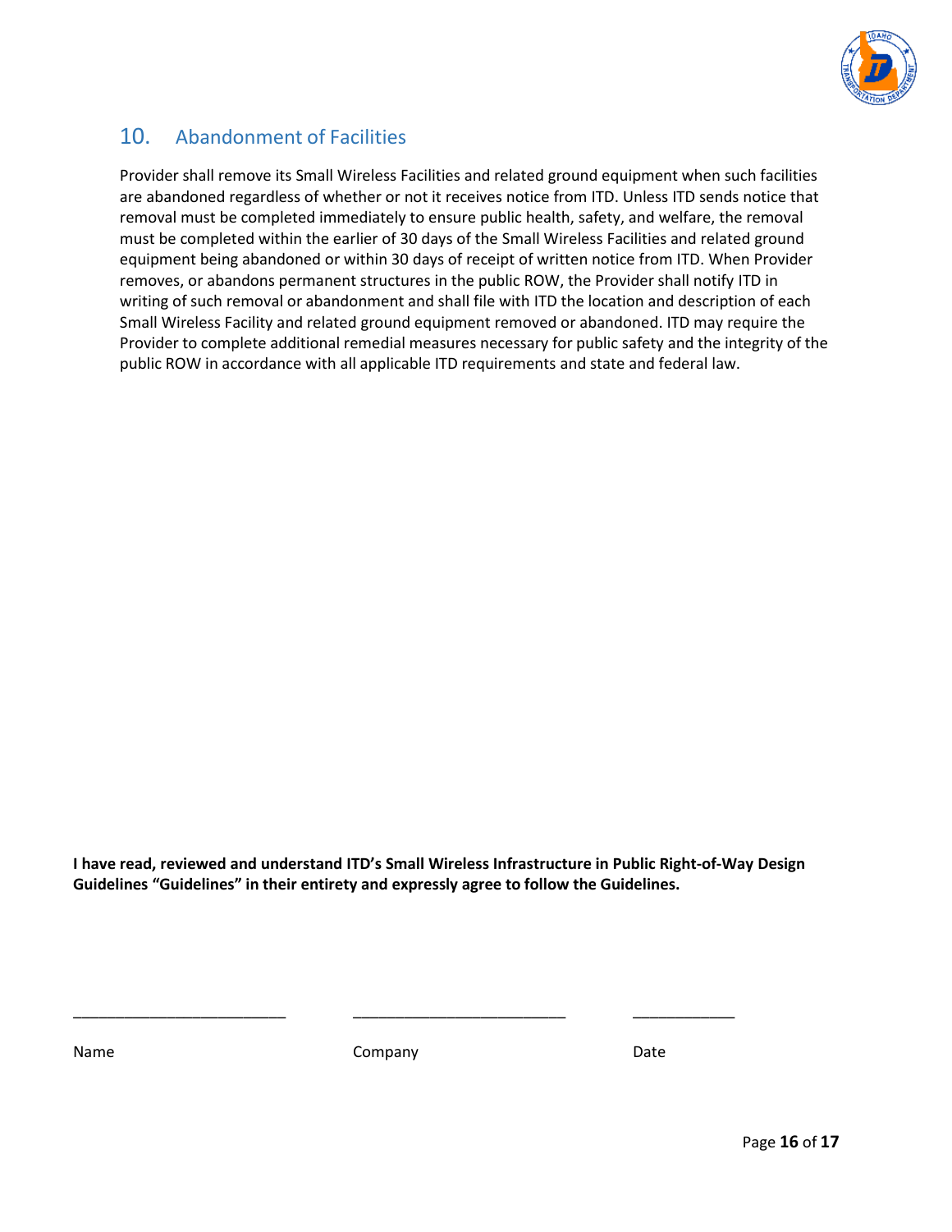## 10. Abandonment of Facilities

Provider shall remove its Small Wireless Facilities and related ground equipment when such facilities are abandoned regardless of whether or not it receives notice from ITD. Unless ITD sends notice that removal must be completed immediately to ensure public health, safety, and welfare, the removal must be completed within the earlier of 30 days of the Small Wireless Facilities and related ground equipment being abandoned or within 30 days of receipt of written notice from ITD. When Provider removes, or abandons permanent structures in the public ROW, the Provider shall notify ITD in writing of such removal or abandonment and shall file with ITD the location and description of each Small Wireless Facility and related ground equipment removed or abandoned. ITD may require the Provider to complete additional remedial measures necessary for public safety and the integrity of the public ROW in accordance with all applicable ITD requirements and state and federal law.

**I have read, reviewed and understand ITD's Small Wireless Infrastructure in Public Right-of-Way Design Guidelines "Guidelines" in their entirety and expressly agree to follow the Guidelines.**

_________________________ _________________________ ____________

Name Company Date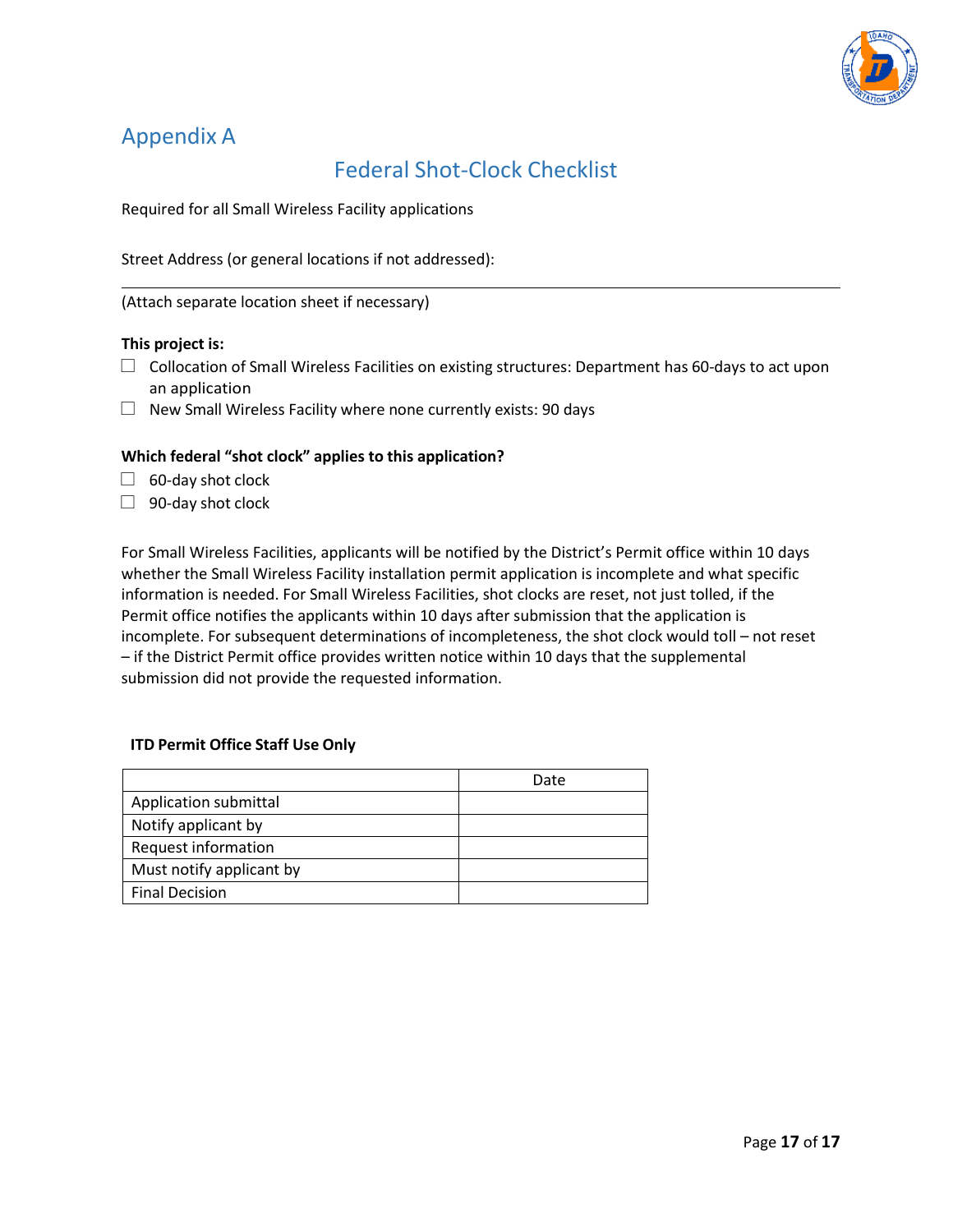# Appendix A

## Federal Shot-Clock Checklist

Required for all Small Wireless Facility applications

Street Address (or general locations if not addressed):

______________________________________________________________

(Attach separate location sheet if necessary)

**This project is:**

☐ Collocation of Small Wireless Facilities on existing structures: Department has 60-days to act upon an application

☐ New Small Wireless Facility where none currently exists: 90 days

**Which federal "shot clock" applies to this application?**

☐ 60-day shot clock

☐ 90-day shot clock

For Small Wireless Facilities, applicants will be notified by the District's Permit office within 10 days whether the Small Wireless Facility installation permit application is incomplete and what specific information is needed. For Small Wireless Facilities, shot clocks are reset, not just tolled, if the Permit office notifies the applicants within 10 days after submission that the application is incomplete. For subsequent determinations of incompleteness, the shot clock would toll – not reset – if the District Permit office provides written notice within 10 days that the supplemental submission did not provide the requested information.

**ITD Permit Office Staff Use Only**

| | Date |
|---|---|
| Application submittal | |
| Notify applicant by | |
| Request information | |
| Must notify applicant by | |
| Final Decision | |